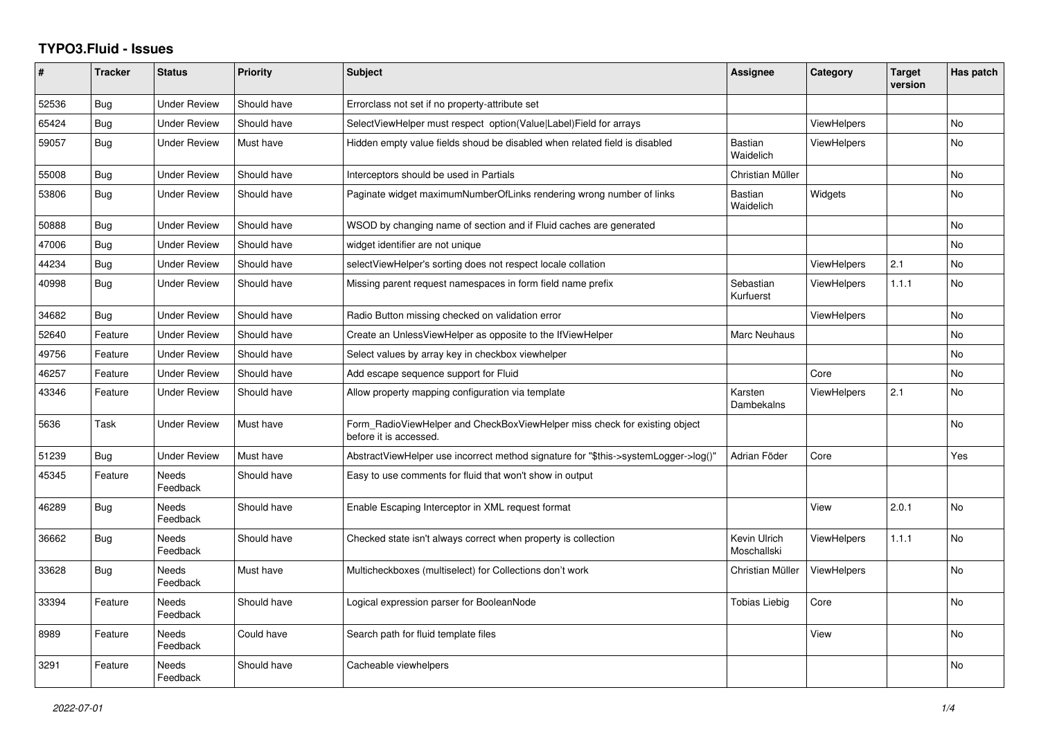# TYPO3.Fluid - Issues

| # | Tracker | Status | Priority | Subject | Assignee | Category | Target version | Has patch |
|---|---|---|---|---|---|---|---|---|
| 52536 | Bug | Under Review | Should have | Errorclass not set if no property-attribute set | | | | |
| 65424 | Bug | Under Review | Should have | SelectViewHelper must respect option(Value\|Label)Field for arrays | | ViewHelpers | | No |
| 59057 | Bug | Under Review | Must have | Hidden empty value fields shoud be disabled when related field is disabled | Bastian Waidelich | ViewHelpers | | No |
| 55008 | Bug | Under Review | Should have | Interceptors should be used in Partials | Christian Müller | | | No |
| 53806 | Bug | Under Review | Should have | Paginate widget maximumNumberOfLinks rendering wrong number of links | Bastian Waidelich | Widgets | | No |
| 50888 | Bug | Under Review | Should have | WSOD by changing name of section and if Fluid caches are generated | | | | No |
| 47006 | Bug | Under Review | Should have | widget identifier are not unique | | | | No |
| 44234 | Bug | Under Review | Should have | selectViewHelper's sorting does not respect locale collation | | ViewHelpers | 2.1 | No |
| 40998 | Bug | Under Review | Should have | Missing parent request namespaces in form field name prefix | Sebastian Kurfuerst | ViewHelpers | 1.1.1 | No |
| 34682 | Bug | Under Review | Should have | Radio Button missing checked on validation error | | ViewHelpers | | No |
| 52640 | Feature | Under Review | Should have | Create an UnlessViewHelper as opposite to the IfViewHelper | Marc Neuhaus | | | No |
| 49756 | Feature | Under Review | Should have | Select values by array key in checkbox viewhelper | | | | No |
| 46257 | Feature | Under Review | Should have | Add escape sequence support for Fluid | | Core | | No |
| 43346 | Feature | Under Review | Should have | Allow property mapping configuration via template | Karsten Dambekalns | ViewHelpers | 2.1 | No |
| 5636 | Task | Under Review | Must have | Form_RadioViewHelper and CheckBoxViewHelper miss check for existing object before it is accessed. | | | | No |
| 51239 | Bug | Under Review | Must have | AbstractViewHelper use incorrect method signature for "$this->systemLogger->log()" | Adrian Föder | Core | | Yes |
| 45345 | Feature | Needs Feedback | Should have | Easy to use comments for fluid that won't show in output | | | | |
| 46289 | Bug | Needs Feedback | Should have | Enable Escaping Interceptor in XML request format | | View | 2.0.1 | No |
| 36662 | Bug | Needs Feedback | Should have | Checked state isn't always correct when property is collection | Kevin Ulrich Moschallski | ViewHelpers | 1.1.1 | No |
| 33628 | Bug | Needs Feedback | Must have | Multicheckboxes (multiselect) for Collections don't work | Christian Müller | ViewHelpers | | No |
| 33394 | Feature | Needs Feedback | Should have | Logical expression parser for BooleanNode | Tobias Liebig | Core | | No |
| 8989 | Feature | Needs Feedback | Could have | Search path for fluid template files | | View | | No |
| 3291 | Feature | Needs Feedback | Should have | Cacheable viewhelpers | | | | No |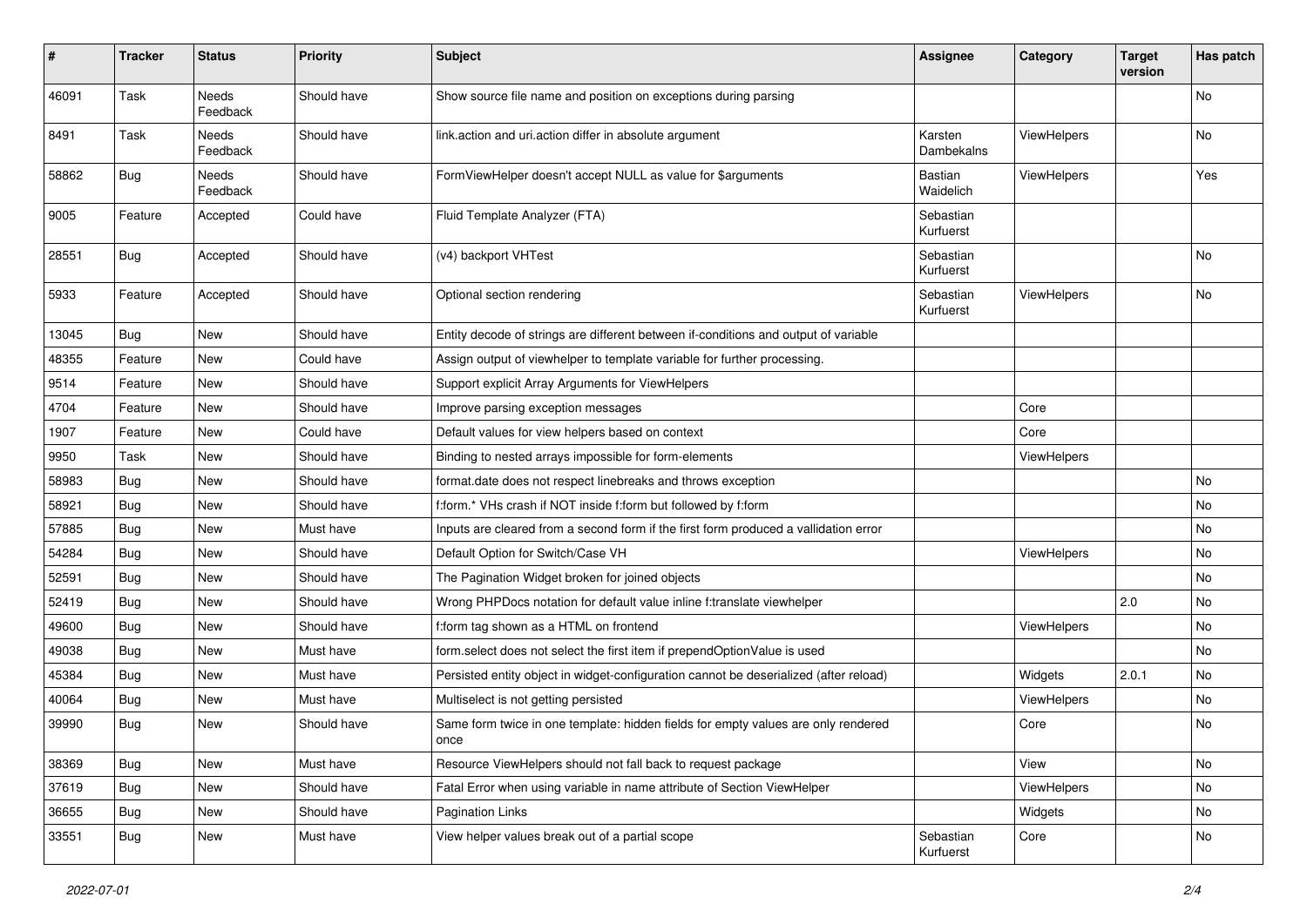| # | Tracker | Status | Priority | Subject | Assignee | Category | Target version | Has patch |
|---|---|---|---|---|---|---|---|---|
| 46091 | Task | Needs Feedback | Should have | Show source file name and position on exceptions during parsing | | | | No |
| 8491 | Task | Needs Feedback | Should have | link.action and uri.action differ in absolute argument | Karsten Dambekalns | ViewHelpers | | No |
| 58862 | Bug | Needs Feedback | Should have | FormViewHelper doesn't accept NULL as value for $arguments | Bastian Waidelich | ViewHelpers | | Yes |
| 9005 | Feature | Accepted | Could have | Fluid Template Analyzer (FTA) | Sebastian Kurfuerst | | | |
| 28551 | Bug | Accepted | Should have | (v4) backport VHTest | Sebastian Kurfuerst | | | No |
| 5933 | Feature | Accepted | Should have | Optional section rendering | Sebastian Kurfuerst | ViewHelpers | | No |
| 13045 | Bug | New | Should have | Entity decode of strings are different between if-conditions and output of variable | | | | |
| 48355 | Feature | New | Could have | Assign output of viewhelper to template variable for further processing. | | | | |
| 9514 | Feature | New | Should have | Support explicit Array Arguments for ViewHelpers | | | | |
| 4704 | Feature | New | Should have | Improve parsing exception messages | | Core | | |
| 1907 | Feature | New | Could have | Default values for view helpers based on context | | Core | | |
| 9950 | Task | New | Should have | Binding to nested arrays impossible for form-elements | | ViewHelpers | | |
| 58983 | Bug | New | Should have | format.date does not respect linebreaks and throws exception | | | | No |
| 58921 | Bug | New | Should have | f:form.* VHs crash if NOT inside f:form but followed by f:form | | | | No |
| 57885 | Bug | New | Must have | Inputs are cleared from a second form if the first form produced a vallidation error | | | | No |
| 54284 | Bug | New | Should have | Default Option for Switch/Case VH | | ViewHelpers | | No |
| 52591 | Bug | New | Should have | The Pagination Widget broken for joined objects | | | | No |
| 52419 | Bug | New | Should have | Wrong PHPDocs notation for default value inline f:translate viewhelper | | | 2.0 | No |
| 49600 | Bug | New | Should have | f:form tag shown as a HTML on frontend | | ViewHelpers | | No |
| 49038 | Bug | New | Must have | form.select does not select the first item if prependOptionValue is used | | | | No |
| 45384 | Bug | New | Must have | Persisted entity object in widget-configuration cannot be deserialized (after reload) | | Widgets | 2.0.1 | No |
| 40064 | Bug | New | Must have | Multiselect is not getting persisted | | ViewHelpers | | No |
| 39990 | Bug | New | Should have | Same form twice in one template: hidden fields for empty values are only rendered once | | Core | | No |
| 38369 | Bug | New | Must have | Resource ViewHelpers should not fall back to request package | | View | | No |
| 37619 | Bug | New | Should have | Fatal Error when using variable in name attribute of Section ViewHelper | | ViewHelpers | | No |
| 36655 | Bug | New | Should have | Pagination Links | | Widgets | | No |
| 33551 | Bug | New | Must have | View helper values break out of a partial scope | Sebastian Kurfuerst | Core | | No |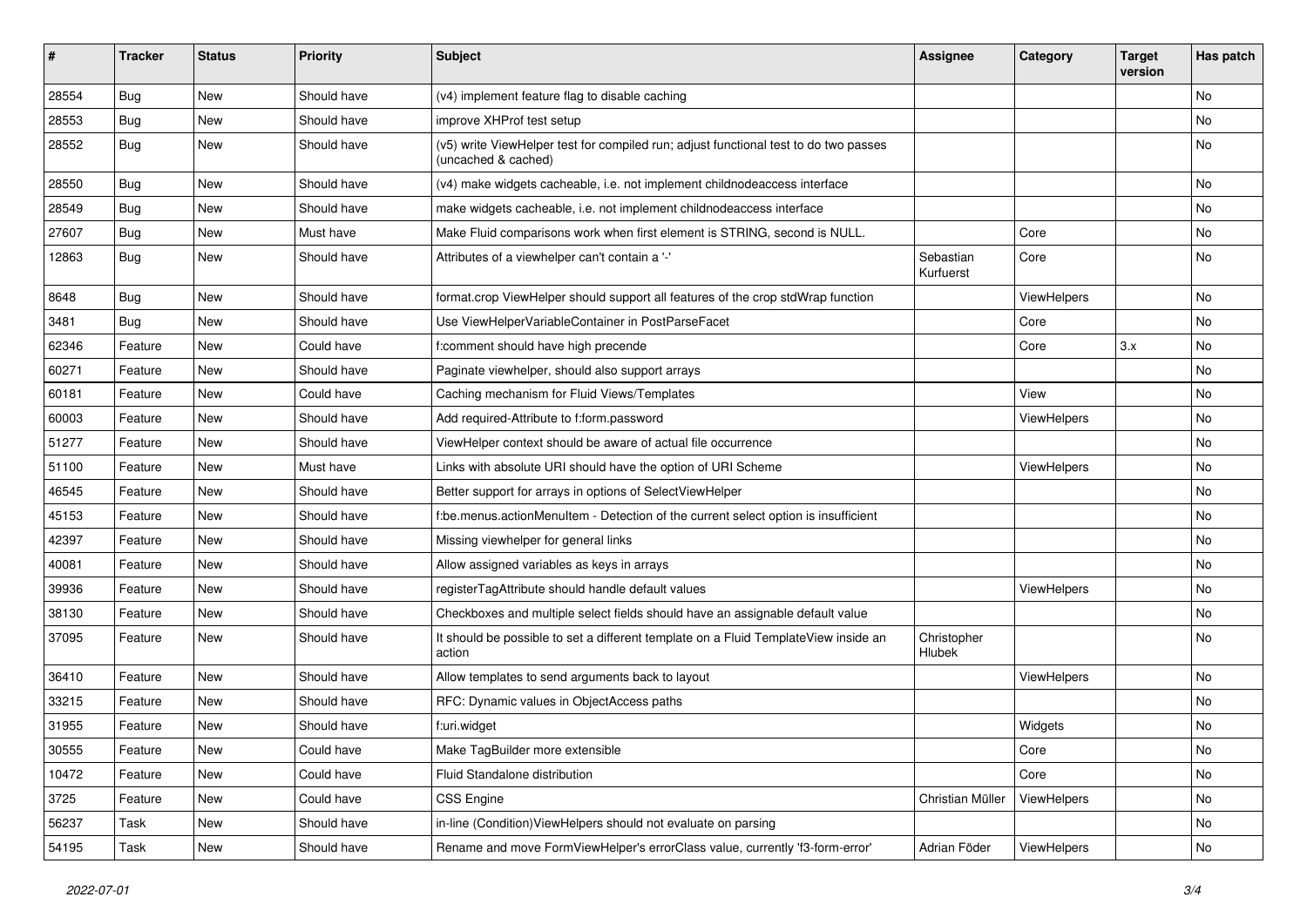| # | Tracker | Status | Priority | Subject | Assignee | Category | Target version | Has patch |
|---|---|---|---|---|---|---|---|---|
| 28554 | Bug | New | Should have | (v4) implement feature flag to disable caching | | | | No |
| 28553 | Bug | New | Should have | improve XHProf test setup | | | | No |
| 28552 | Bug | New | Should have | (v5) write ViewHelper test for compiled run; adjust functional test to do two passes (uncached & cached) | | | | No |
| 28550 | Bug | New | Should have | (v4) make widgets cacheable, i.e. not implement childnodeaccess interface | | | | No |
| 28549 | Bug | New | Should have | make widgets cacheable, i.e. not implement childnodeaccess interface | | | | No |
| 27607 | Bug | New | Must have | Make Fluid comparisons work when first element is STRING, second is NULL. | | Core | | No |
| 12863 | Bug | New | Should have | Attributes of a viewhelper can't contain a '-' | Sebastian Kurfuerst | Core | | No |
| 8648 | Bug | New | Should have | format.crop ViewHelper should support all features of the crop stdWrap function | | ViewHelpers | | No |
| 3481 | Bug | New | Should have | Use ViewHelperVariableContainer in PostParseFacet | | Core | | No |
| 62346 | Feature | New | Could have | f:comment should have high precende | | Core | 3.x | No |
| 60271 | Feature | New | Should have | Paginate viewhelper, should also support arrays | | | | No |
| 60181 | Feature | New | Could have | Caching mechanism for Fluid Views/Templates | | View | | No |
| 60003 | Feature | New | Should have | Add required-Attribute to f:form.password | | ViewHelpers | | No |
| 51277 | Feature | New | Should have | ViewHelper context should be aware of actual file occurrence | | | | No |
| 51100 | Feature | New | Must have | Links with absolute URI should have the option of URI Scheme | | ViewHelpers | | No |
| 46545 | Feature | New | Should have | Better support for arrays in options of SelectViewHelper | | | | No |
| 45153 | Feature | New | Should have | f:be.menus.actionMenuItem - Detection of the current select option is insufficient | | | | No |
| 42397 | Feature | New | Should have | Missing viewhelper for general links | | | | No |
| 40081 | Feature | New | Should have | Allow assigned variables as keys in arrays | | | | No |
| 39936 | Feature | New | Should have | registerTagAttribute should handle default values | | ViewHelpers | | No |
| 38130 | Feature | New | Should have | Checkboxes and multiple select fields should have an assignable default value | | | | No |
| 37095 | Feature | New | Should have | It should be possible to set a different template on a Fluid TemplateView inside an action | Christopher Hlubek | | | No |
| 36410 | Feature | New | Should have | Allow templates to send arguments back to layout | | ViewHelpers | | No |
| 33215 | Feature | New | Should have | RFC: Dynamic values in ObjectAccess paths | | | | No |
| 31955 | Feature | New | Should have | f:uri.widget | | Widgets | | No |
| 30555 | Feature | New | Could have | Make TagBuilder more extensible | | Core | | No |
| 10472 | Feature | New | Could have | Fluid Standalone distribution | | Core | | No |
| 3725 | Feature | New | Could have | CSS Engine | Christian Müller | ViewHelpers | | No |
| 56237 | Task | New | Should have | in-line (Condition)ViewHelpers should not evaluate on parsing | | | | No |
| 54195 | Task | New | Should have | Rename and move FormViewHelper's errorClass value, currently 'f3-form-error' | Adrian Föder | ViewHelpers | | No |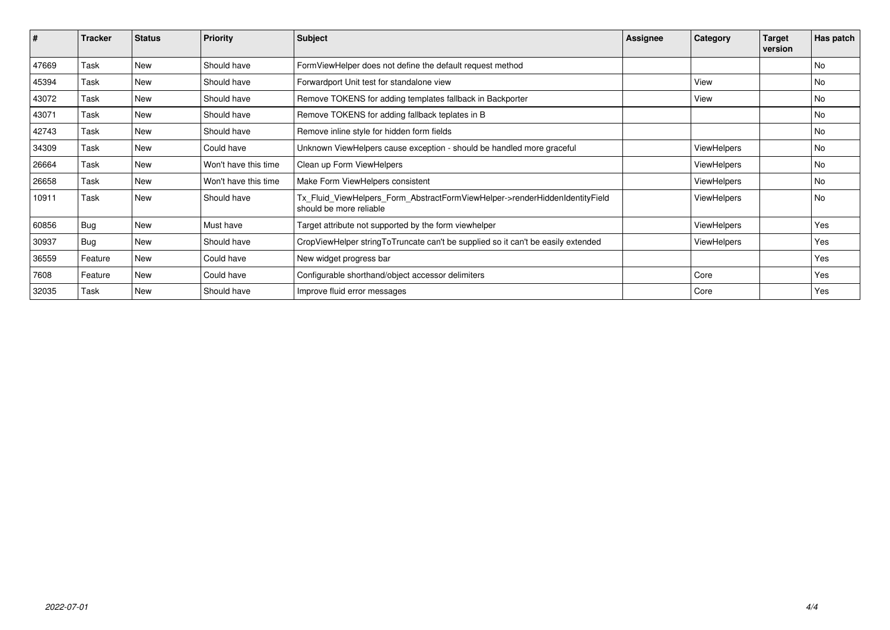| # | Tracker | Status | Priority | Subject | Assignee | Category | Target version | Has patch |
|---|---|---|---|---|---|---|---|---|
| 47669 | Task | New | Should have | FormViewHelper does not define the default request method | | | | No |
| 45394 | Task | New | Should have | Forwardport Unit test for standalone view | | View | | No |
| 43072 | Task | New | Should have | Remove TOKENS for adding templates fallback in Backporter | | View | | No |
| 43071 | Task | New | Should have | Remove TOKENS for adding fallback teplates in B | | | | No |
| 42743 | Task | New | Should have | Remove inline style for hidden form fields | | | | No |
| 34309 | Task | New | Could have | Unknown ViewHelpers cause exception - should be handled more graceful | | ViewHelpers | | No |
| 26664 | Task | New | Won't have this time | Clean up Form ViewHelpers | | ViewHelpers | | No |
| 26658 | Task | New | Won't have this time | Make Form ViewHelpers consistent | | ViewHelpers | | No |
| 10911 | Task | New | Should have | Tx_Fluid_ViewHelpers_Form_AbstractFormViewHelper->renderHiddenIdentityField should be more reliable | | ViewHelpers | | No |
| 60856 | Bug | New | Must have | Target attribute not supported by the form viewhelper | | ViewHelpers | | Yes |
| 30937 | Bug | New | Should have | CropViewHelper stringToTruncate can't be supplied so it can't be easily extended | | ViewHelpers | | Yes |
| 36559 | Feature | New | Could have | New widget progress bar | | | | Yes |
| 7608 | Feature | New | Could have | Configurable shorthand/object accessor delimiters | | Core | | Yes |
| 32035 | Task | New | Should have | Improve fluid error messages | | Core | | Yes |

2022-07-01